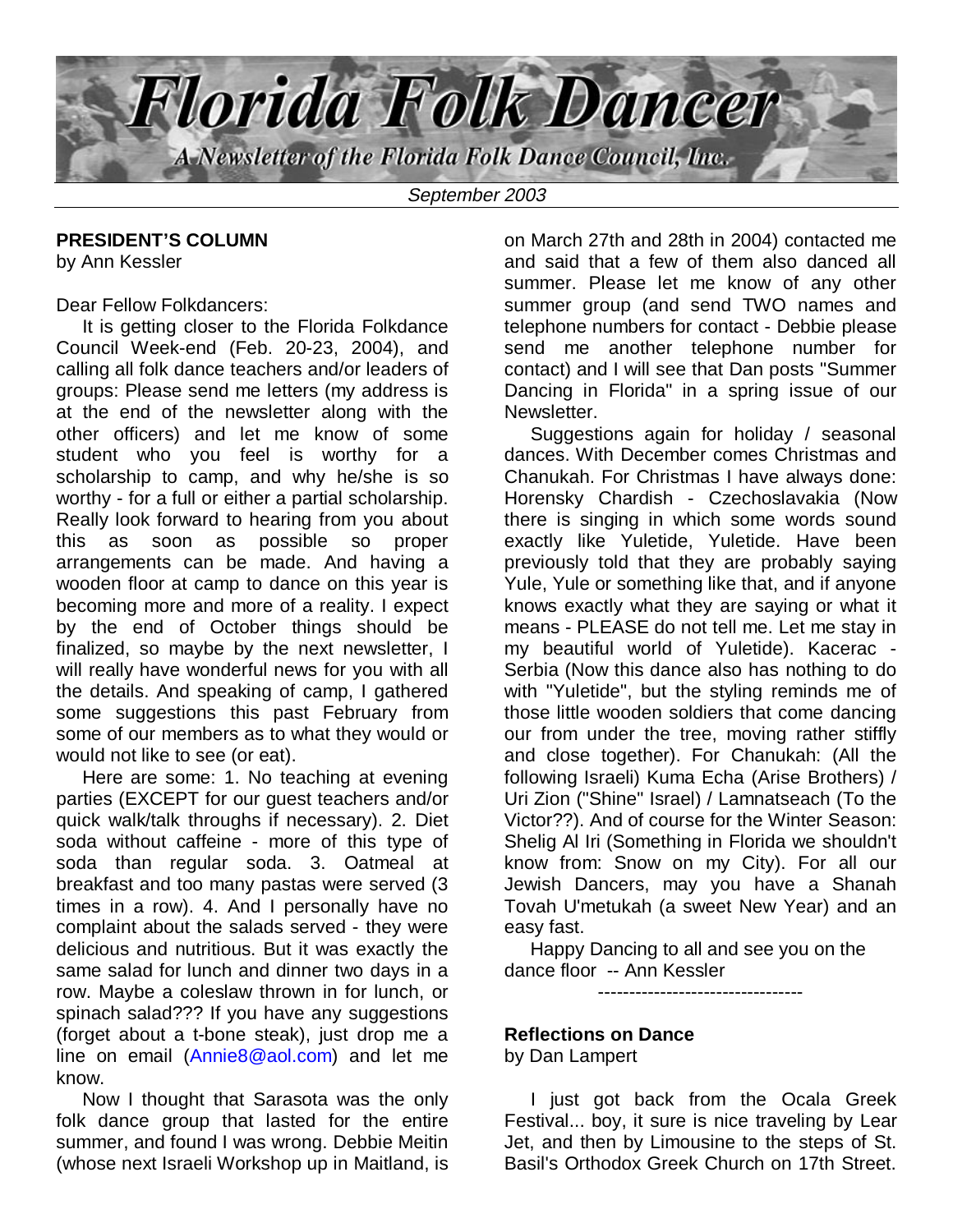# Florida Folk Dancer

A Newsletter of the Florida Folk Dance Council, Inc.

*September 2003*

**PRESIDENT'S COLUMN**
by Ann Kessler

Dear Fellow Folkdancers:

It is getting closer to the Florida Folkdance Council Week-end (Feb. 20-23, 2004), and calling all folk dance teachers and/or leaders of groups: Please send me letters (my address is at the end of the newsletter along with the other officers) and let me know of some student who you feel is worthy for a scholarship to camp, and why he/she is so worthy - for a full or either a partial scholarship. Really look forward to hearing from you about this as soon as possible so proper arrangements can be made. And having a wooden floor at camp to dance on this year is becoming more and more of a reality. I expect by the end of October things should be finalized, so maybe by the next newsletter, I will really have wonderful news for you with all the details. And speaking of camp, I gathered some suggestions this past February from some of our members as to what they would or would not like to see (or eat).

Here are some: 1. No teaching at evening parties (EXCEPT for our guest teachers and/or quick walk/talk throughs if necessary). 2. Diet soda without caffeine - more of this type of soda than regular soda. 3. Oatmeal at breakfast and too many pastas were served (3 times in a row). 4. And I personally have no complaint about the salads served - they were delicious and nutritious. But it was exactly the same salad for lunch and dinner two days in a row. Maybe a coleslaw thrown in for lunch, or spinach salad??? If you have any suggestions (forget about a t-bone steak), just drop me a line on email (Annie8@aol.com) and let me know.

Now I thought that Sarasota was the only folk dance group that lasted for the entire summer, and found I was wrong. Debbie Meitin (whose next Israeli Workshop up in Maitland, is on March 27th and 28th in 2004) contacted me and said that a few of them also danced all summer. Please let me know of any other summer group (and send TWO names and telephone numbers for contact - Debbie please send me another telephone number for contact) and I will see that Dan posts "Summer Dancing in Florida" in a spring issue of our Newsletter.

Suggestions again for holiday / seasonal dances. With December comes Christmas and Chanukah. For Christmas I have always done: Horensky Chardish - Czechoslavakia (Now there is singing in which some words sound exactly like Yuletide, Yuletide. Have been previously told that they are probably saying Yule, Yule or something like that, and if anyone knows exactly what they are saying or what it means - PLEASE do not tell me. Let me stay in my beautiful world of Yuletide). Kacerac - Serbia (Now this dance also has nothing to do with "Yuletide", but the styling reminds me of those little wooden soldiers that come dancing our from under the tree, moving rather stiffly and close together). For Chanukah: (All the following Israeli) Kuma Echa (Arise Brothers) / Uri Zion ("Shine" Israel) / Lamnatseach (To the Victor??). And of course for the Winter Season: Shelig Al Iri (Something in Florida we shouldn't know from: Snow on my City). For all our Jewish Dancers, may you have a Shanah Tovah U'metukah (a sweet New Year) and an easy fast.

Happy Dancing to all and see you on the dance floor -- Ann Kessler

---------------------------------

**Reflections on Dance**
by Dan Lampert

I just got back from the Ocala Greek Festival... boy, it sure is nice traveling by Lear Jet, and then by Limousine to the steps of St. Basil's Orthodox Greek Church on 17th Street.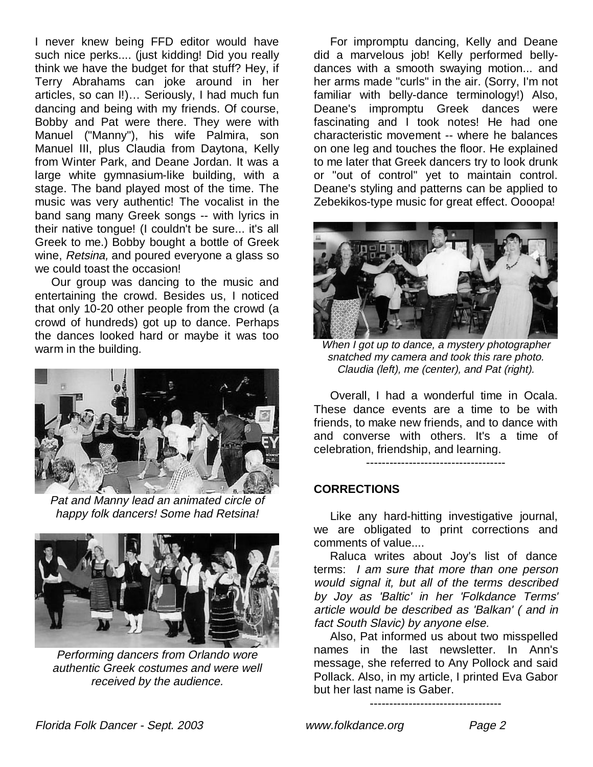I never knew being FFD editor would have such nice perks.... (just kidding! Did you really think we have the budget for that stuff? Hey, if Terry Abrahams can joke around in her articles, so can I!)… Seriously, I had much fun dancing and being with my friends. Of course, Bobby and Pat were there. They were with Manuel ("Manny"), his wife Palmira, son Manuel III, plus Claudia from Daytona, Kelly from Winter Park, and Deane Jordan. It was a large white gymnasium-like building, with a stage. The band played most of the time. The music was very authentic! The vocalist in the band sang many Greek songs -- with lyrics in their native tongue! (I couldn't be sure... it's all Greek to me.) Bobby bought a bottle of Greek wine, *Retsina,* and poured everyone a glass so we could toast the occasion!

Our group was dancing to the music and entertaining the crowd. Besides us, I noticed that only 10-20 other people from the crowd (a crowd of hundreds) got up to dance. Perhaps the dances looked hard or maybe it was too warm in the building.

*Pat and Manny lead an animated circle of happy folk dancers! Some had Retsina!*

*Performing dancers from Orlando wore authentic Greek costumes and were well received by the audience.*

For impromptu dancing, Kelly and Deane did a marvelous job! Kelly performed belly-dances with a smooth swaying motion... and her arms made "curls" in the air. (Sorry, I'm not familiar with belly-dance terminology!) Also, Deane's impromptu Greek dances were fascinating and I took notes! He had one characteristic movement -- where he balances on one leg and touches the floor. He explained to me later that Greek dancers try to look drunk or "out of control" yet to maintain control. Deane's styling and patterns can be applied to Zebekikos-type music for great effect. Oooopa!

*When I got up to dance, a mystery photographer snatched my camera and took this rare photo. Claudia (left), me (center), and Pat (right).*

Overall, I had a wonderful time in Ocala. These dance events are a time to be with friends, to make new friends, and to dance with and converse with others. It's a time of celebration, friendship, and learning.

------------------------------------

**CORRECTIONS**

Like any hard-hitting investigative journal, we are obligated to print corrections and comments of value....

Raluca writes about Joy's list of dance terms: *I am sure that more than one person would signal it, but all of the terms described by Joy as 'Baltic' in her 'Folkdance Terms' article would be described as 'Balkan' ( and in fact South Slavic) by anyone else.*

Also, Pat informed us about two misspelled names in the last newsletter. In Ann's message, she referred to Any Pollock and said Pollack. Also, in my article, I printed Eva Gabor but her last name is Gaber.

----------------------------------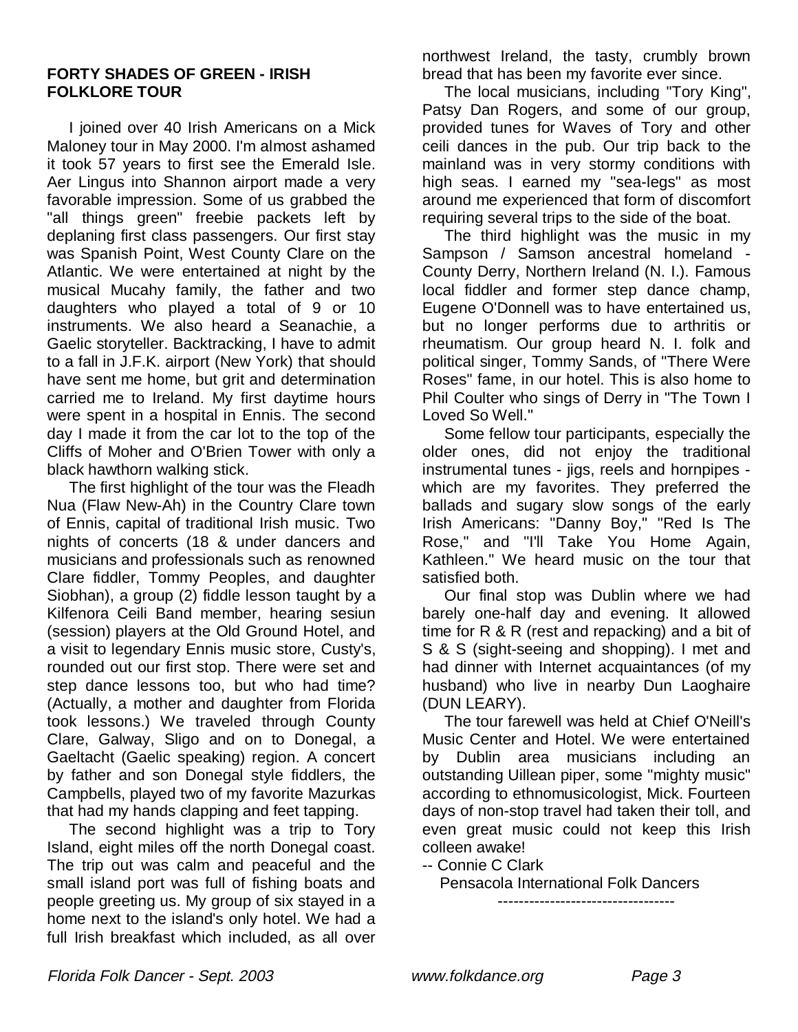## FORTY SHADES OF GREEN - IRISH FOLKLORE TOUR

I joined over 40 Irish Americans on a Mick Maloney tour in May 2000. I'm almost ashamed it took 57 years to first see the Emerald Isle. Aer Lingus into Shannon airport made a very favorable impression. Some of us grabbed the "all things green" freebie packets left by deplaning first class passengers. Our first stay was Spanish Point, West County Clare on the Atlantic. We were entertained at night by the musical Mucahy family, the father and two daughters who played a total of 9 or 10 instruments. We also heard a Seanachie, a Gaelic storyteller. Backtracking, I have to admit to a fall in J.F.K. airport (New York) that should have sent me home, but grit and determination carried me to Ireland. My first daytime hours were spent in a hospital in Ennis. The second day I made it from the car lot to the top of the Cliffs of Moher and O'Brien Tower with only a black hawthorn walking stick.

The first highlight of the tour was the Fleadh Nua (Flaw New-Ah) in the Country Clare town of Ennis, capital of traditional Irish music. Two nights of concerts (18 & under dancers and musicians and professionals such as renowned Clare fiddler, Tommy Peoples, and daughter Siobhan), a group (2) fiddle lesson taught by a Kilfenora Ceili Band member, hearing sesiun (session) players at the Old Ground Hotel, and a visit to legendary Ennis music store, Custy's, rounded out our first stop. There were set and step dance lessons too, but who had time? (Actually, a mother and daughter from Florida took lessons.) We traveled through County Clare, Galway, Sligo and on to Donegal, a Gaeltacht (Gaelic speaking) region. A concert by father and son Donegal style fiddlers, the Campbells, played two of my favorite Mazurkas that had my hands clapping and feet tapping.

The second highlight was a trip to Tory Island, eight miles off the north Donegal coast. The trip out was calm and peaceful and the small island port was full of fishing boats and people greeting us. My group of six stayed in a home next to the island's only hotel. We had a full Irish breakfast which included, as all over northwest Ireland, the tasty, crumbly brown bread that has been my favorite ever since.

The local musicians, including "Tory King", Patsy Dan Rogers, and some of our group, provided tunes for Waves of Tory and other ceili dances in the pub. Our trip back to the mainland was in very stormy conditions with high seas. I earned my "sea-legs" as most around me experienced that form of discomfort requiring several trips to the side of the boat.

The third highlight was the music in my Sampson / Samson ancestral homeland - County Derry, Northern Ireland (N. I.). Famous local fiddler and former step dance champ, Eugene O'Donnell was to have entertained us, but no longer performs due to arthritis or rheumatism. Our group heard N. I. folk and political singer, Tommy Sands, of "There Were Roses" fame, in our hotel. This is also home to Phil Coulter who sings of Derry in "The Town I Loved So Well."

Some fellow tour participants, especially the older ones, did not enjoy the traditional instrumental tunes - jigs, reels and hornpipes - which are my favorites. They preferred the ballads and sugary slow songs of the early Irish Americans: "Danny Boy," "Red Is The Rose," and "I'll Take You Home Again, Kathleen." We heard music on the tour that satisfied both.

Our final stop was Dublin where we had barely one-half day and evening. It allowed time for R & R (rest and repacking) and a bit of S & S (sight-seeing and shopping). I met and had dinner with Internet acquaintances (of my husband) who live in nearby Dun Laoghaire (DUN LEARY).

The tour farewell was held at Chief O'Neill's Music Center and Hotel. We were entertained by Dublin area musicians including an outstanding Uillean piper, some "mighty music" according to ethnomusicologist, Mick. Fourteen days of non-stop travel had taken their toll, and even great music could not keep this Irish colleen awake!

-- Connie C Clark

Pensacola International Folk Dancers

---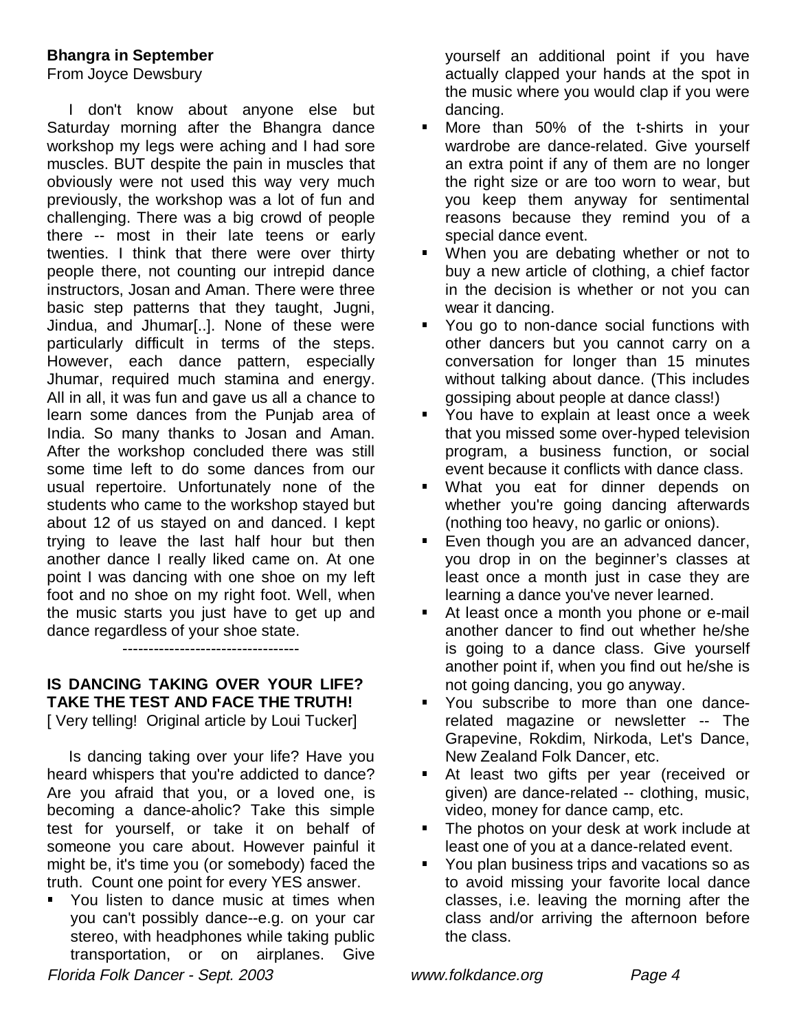**Bhangra in September**
From Joyce Dewsbury

I don't know about anyone else but Saturday morning after the Bhangra dance workshop my legs were aching and I had sore muscles. BUT despite the pain in muscles that obviously were not used this way very much previously, the workshop was a lot of fun and challenging. There was a big crowd of people there -- most in their late teens or early twenties. I think that there were over thirty people there, not counting our intrepid dance instructors, Josan and Aman. There were three basic step patterns that they taught, Jugni, Jindua, and Jhumar[..]. None of these were particularly difficult in terms of the steps. However, each dance pattern, especially Jhumar, required much stamina and energy. All in all, it was fun and gave us all a chance to learn some dances from the Punjab area of India. So many thanks to Josan and Aman. After the workshop concluded there was still some time left to do some dances from our usual repertoire. Unfortunately none of the students who came to the workshop stayed but about 12 of us stayed on and danced. I kept trying to leave the last half hour but then another dance I really liked came on. At one point I was dancing with one shoe on my left foot and no shoe on my right foot. Well, when the music starts you just have to get up and dance regardless of your shoe state.

---------------------------------

**IS DANCING TAKING OVER YOUR LIFE? TAKE THE TEST AND FACE THE TRUTH!**
[ Very telling! Original article by Loui Tucker]

Is dancing taking over your life? Have you heard whispers that you're addicted to dance? Are you afraid that you, or a loved one, is becoming a dance-aholic? Take this simple test for yourself, or take it on behalf of someone you care about. However painful it might be, it's time you (or somebody) faced the truth. Count one point for every YES answer.

- You listen to dance music at times when you can't possibly dance--e.g. on your car stereo, with headphones while taking public transportation, or on airplanes. Give yourself an additional point if you have actually clapped your hands at the spot in the music where you would clap if you were dancing.
- More than 50% of the t-shirts in your wardrobe are dance-related. Give yourself an extra point if any of them are no longer the right size or are too worn to wear, but you keep them anyway for sentimental reasons because they remind you of a special dance event.
- When you are debating whether or not to buy a new article of clothing, a chief factor in the decision is whether or not you can wear it dancing.
- You go to non-dance social functions with other dancers but you cannot carry on a conversation for longer than 15 minutes without talking about dance. (This includes gossiping about people at dance class!)
- You have to explain at least once a week that you missed some over-hyped television program, a business function, or social event because it conflicts with dance class.
- What you eat for dinner depends on whether you're going dancing afterwards (nothing too heavy, no garlic or onions).
- Even though you are an advanced dancer, you drop in on the beginner's classes at least once a month just in case they are learning a dance you've never learned.
- At least once a month you phone or e-mail another dancer to find out whether he/she is going to a dance class. Give yourself another point if, when you find out he/she is not going dancing, you go anyway.
- You subscribe to more than one dance-related magazine or newsletter -- The Grapevine, Rokdim, Nirkoda, Let's Dance, New Zealand Folk Dancer, etc.
- At least two gifts per year (received or given) are dance-related -- clothing, music, video, money for dance camp, etc.
- The photos on your desk at work include at least one of you at a dance-related event.
- You plan business trips and vacations so as to avoid missing your favorite local dance classes, i.e. leaving the morning after the class and/or arriving the afternoon before the class.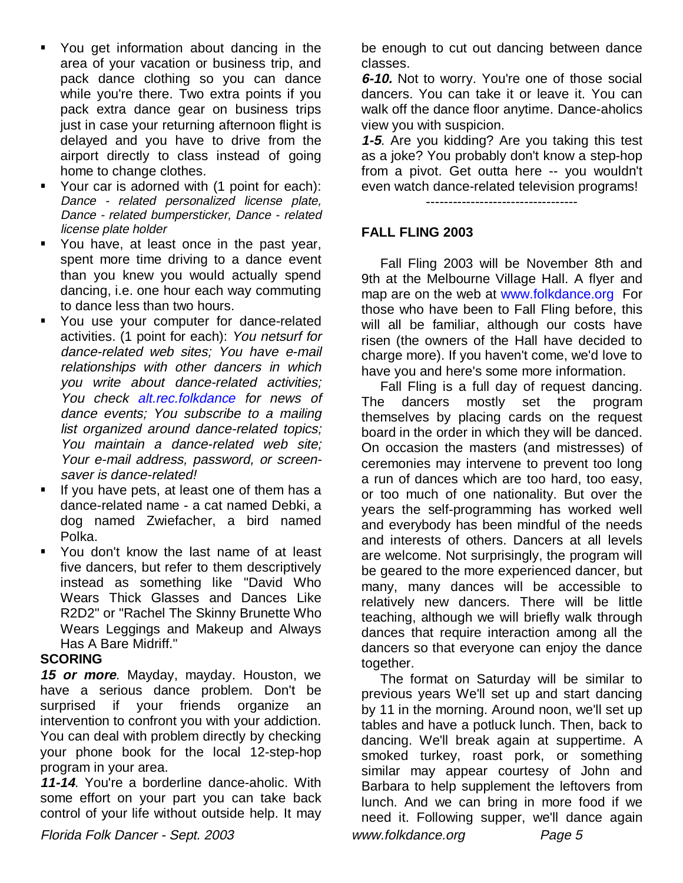- You get information about dancing in the area of your vacation or business trip, and pack dance clothing so you can dance while you're there. Two extra points if you pack extra dance gear on business trips just in case your returning afternoon flight is delayed and you have to drive from the airport directly to class instead of going home to change clothes.
- Your car is adorned with (1 point for each): *Dance - related personalized license plate, Dance - related bumpersticker, Dance - related license plate holder*
- You have, at least once in the past year, spent more time driving to a dance event than you knew you would actually spend dancing, i.e. one hour each way commuting to dance less than two hours.
- You use your computer for dance-related activities. (1 point for each): *You netsurf for dance-related web sites; You have e-mail relationships with other dancers in which you write about dance-related activities; You check alt.rec.folkdance for news of dance events; You subscribe to a mailing list organized around dance-related topics; You maintain a dance-related web site; Your e-mail address, password, or screen-saver is dance-related!*
- If you have pets, at least one of them has a dance-related name - a cat named Debki, a dog named Zwiefacher, a bird named Polka.
- You don't know the last name of at least five dancers, but refer to them descriptively instead as something like "David Who Wears Thick Glasses and Dances Like R2D2" or "Rachel The Skinny Brunette Who Wears Leggings and Makeup and Always Has A Bare Midriff."

**SCORING**

***15 or more***. Mayday, mayday. Houston, we have a serious dance problem. Don't be surprised if your friends organize an intervention to confront you with your addiction. You can deal with problem directly by checking your phone book for the local 12-step-hop program in your area.

***11-14***. You're a borderline dance-aholic. With some effort on your part you can take back control of your life without outside help. It may be enough to cut out dancing between dance classes.

***6-10.*** Not to worry. You're one of those social dancers. You can take it or leave it. You can walk off the dance floor anytime. Dance-aholics view you with suspicion.

***1-5***. Are you kidding? Are you taking this test as a joke? You probably don't know a step-hop from a pivot. Get outta here -- you wouldn't even watch dance-related television programs!

----------------------------------

**FALL FLING 2003**

Fall Fling 2003 will be November 8th and 9th at the Melbourne Village Hall. A flyer and map are on the web at www.folkdance.org For those who have been to Fall Fling before, this will all be familiar, although our costs have risen (the owners of the Hall have decided to charge more). If you haven't come, we'd love to have you and here's some more information.

Fall Fling is a full day of request dancing. The dancers mostly set the program themselves by placing cards on the request board in the order in which they will be danced. On occasion the masters (and mistresses) of ceremonies may intervene to prevent too long a run of dances which are too hard, too easy, or too much of one nationality. But over the years the self-programming has worked well and everybody has been mindful of the needs and interests of others. Dancers at all levels are welcome. Not surprisingly, the program will be geared to the more experienced dancer, but many, many dances will be accessible to relatively new dancers. There will be little teaching, although we will briefly walk through dances that require interaction among all the dancers so that everyone can enjoy the dance together.

The format on Saturday will be similar to previous years We'll set up and start dancing by 11 in the morning. Around noon, we'll set up tables and have a potluck lunch. Then, back to dancing. We'll break again at suppertime. A smoked turkey, roast pork, or something similar may appear courtesy of John and Barbara to help supplement the leftovers from lunch. And we can bring in more food if we need it. Following supper, we'll dance again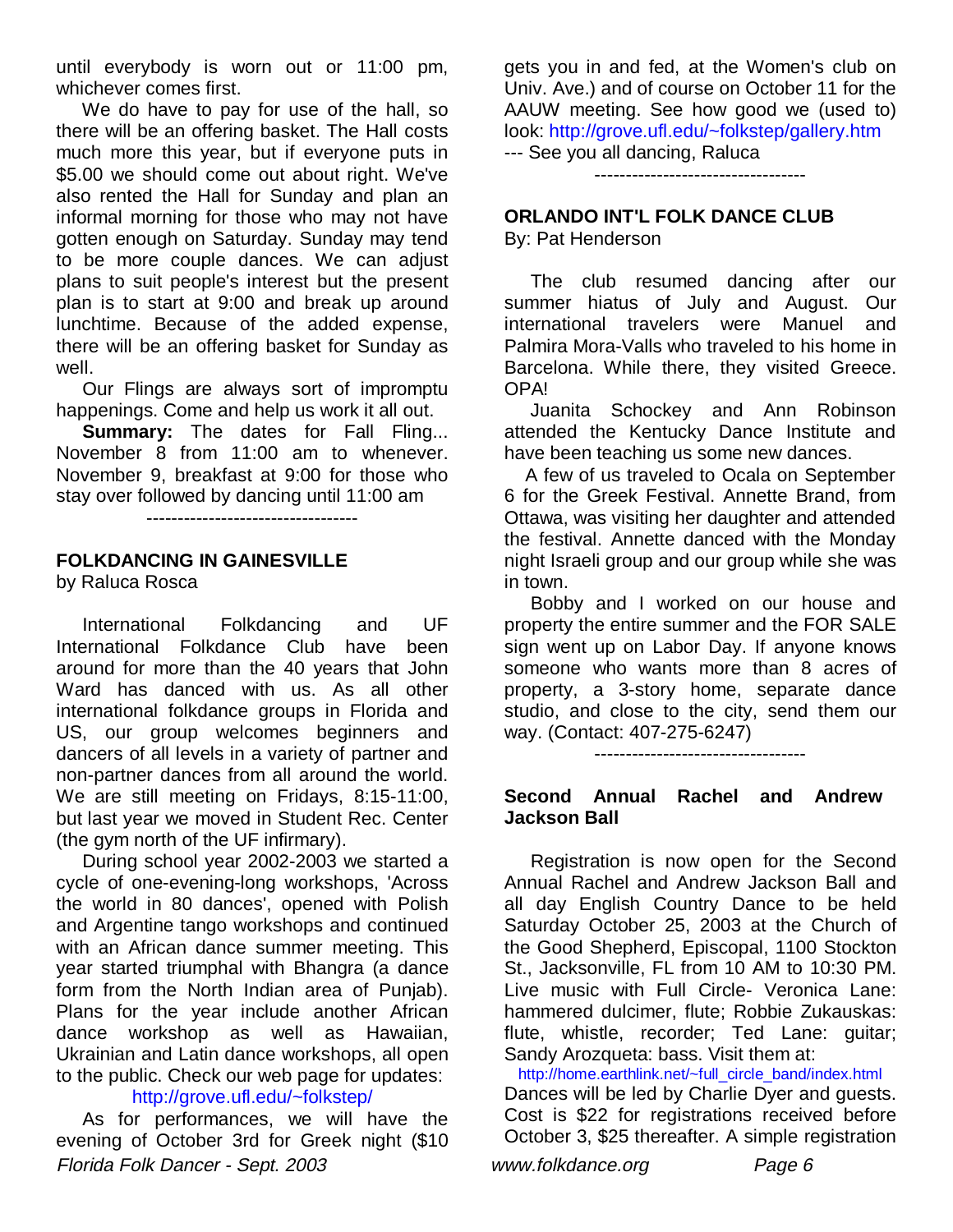until everybody is worn out or 11:00 pm, whichever comes first.

We do have to pay for use of the hall, so there will be an offering basket. The Hall costs much more this year, but if everyone puts in $5.00 we should come out about right. We've also rented the Hall for Sunday and plan an informal morning for those who may not have gotten enough on Saturday. Sunday may tend to be more couple dances. We can adjust plans to suit people's interest but the present plan is to start at 9:00 and break up around lunchtime. Because of the added expense, there will be an offering basket for Sunday as well.

Our Flings are always sort of impromptu happenings. Come and help us work it all out.

**Summary:** The dates for Fall Fling... November 8 from 11:00 am to whenever. November 9, breakfast at 9:00 for those who stay over followed by dancing until 11:00 am

----------------------------------

## FOLKDANCING IN GAINESVILLE

by Raluca Rosca

International Folkdancing and UF International Folkdance Club have been around for more than the 40 years that John Ward has danced with us. As all other international folkdance groups in Florida and US, our group welcomes beginners and dancers of all levels in a variety of partner and non-partner dances from all around the world. We are still meeting on Fridays, 8:15-11:00, but last year we moved in Student Rec. Center (the gym north of the UF infirmary).

During school year 2002-2003 we started a cycle of one-evening-long workshops, 'Across the world in 80 dances', opened with Polish and Argentine tango workshops and continued with an African dance summer meeting. This year started triumphal with Bhangra (a dance form from the North Indian area of Punjab). Plans for the year include another African dance workshop as well as Hawaiian, Ukrainian and Latin dance workshops, all open to the public. Check our web page for updates: http://grove.ufl.edu/~folkstep/

As for performances, we will have the evening of October 3rd for Greek night ($10 gets you in and fed, at the Women's club on Univ. Ave.) and of course on October 11 for the AAUW meeting. See how good we (used to) look: http://grove.ufl.edu/~folkstep/gallery.htm --- See you all dancing, Raluca

----------------------------------

## ORLANDO INT'L FOLK DANCE CLUB

By: Pat Henderson

The club resumed dancing after our summer hiatus of July and August. Our international travelers were Manuel and Palmira Mora-Valls who traveled to his home in Barcelona. While there, they visited Greece. OPA!

Juanita Schockey and Ann Robinson attended the Kentucky Dance Institute and have been teaching us some new dances.

A few of us traveled to Ocala on September 6 for the Greek Festival. Annette Brand, from Ottawa, was visiting her daughter and attended the festival. Annette danced with the Monday night Israeli group and our group while she was in town.

Bobby and I worked on our house and property the entire summer and the FOR SALE sign went up on Labor Day. If anyone knows someone who wants more than 8 acres of property, a 3-story home, separate dance studio, and close to the city, send them our way. (Contact: 407-275-6247)

----------------------------------

## Second Annual Rachel and Andrew Jackson Ball

Registration is now open for the Second Annual Rachel and Andrew Jackson Ball and all day English Country Dance to be held Saturday October 25, 2003 at the Church of the Good Shepherd, Episcopal, 1100 Stockton St., Jacksonville, FL from 10 AM to 10:30 PM. Live music with Full Circle- Veronica Lane: hammered dulcimer, flute; Robbie Zukauskas: flute, whistle, recorder; Ted Lane: guitar; Sandy Arozqueta: bass. Visit them at:
http://home.earthlink.net/~full_circle_band/index.html
Dances will be led by Charlie Dyer and guests. Cost is $22 for registrations received before October 3, $25 thereafter. A simple registration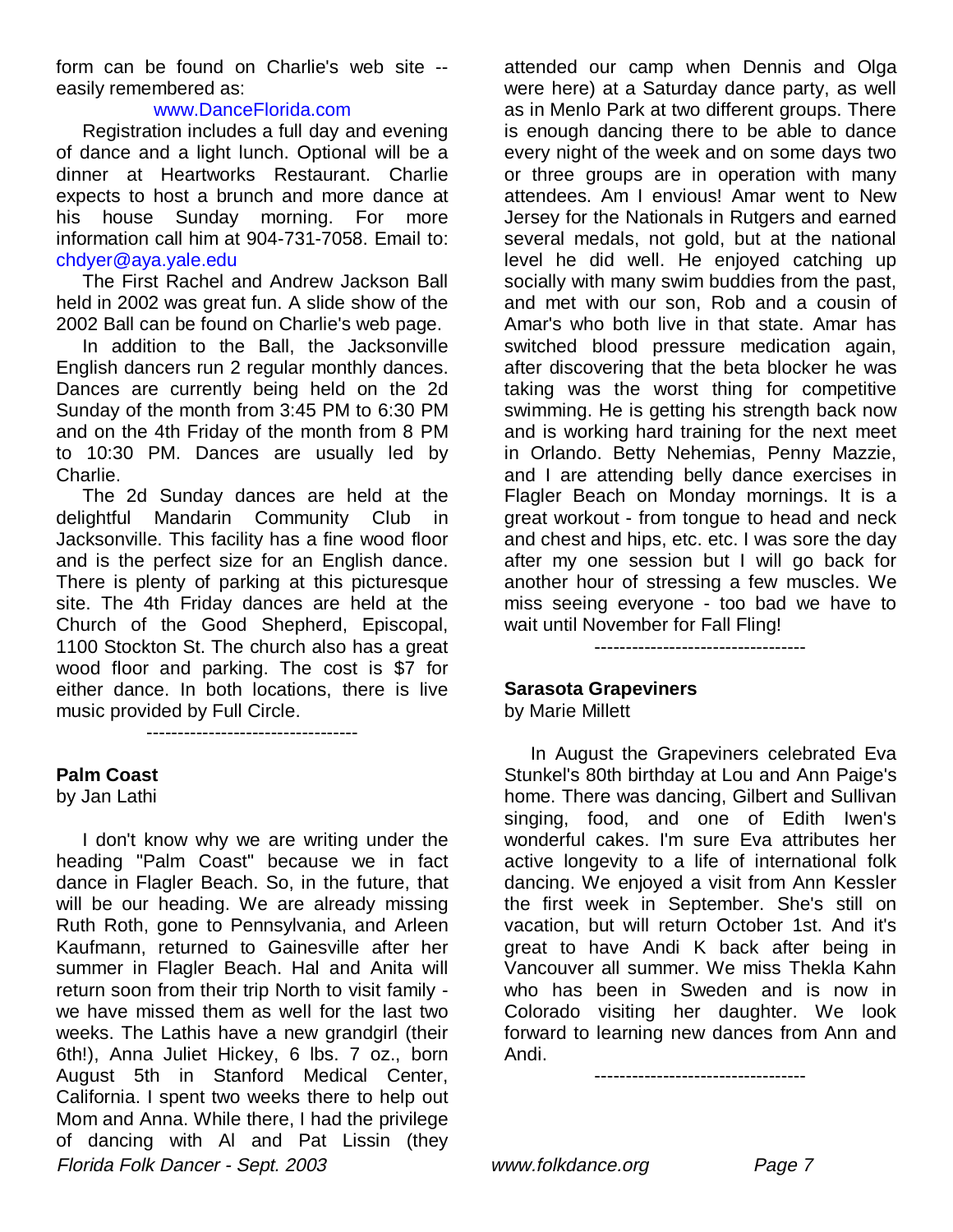form can be found on Charlie's web site -- easily remembered as:

www.DanceFlorida.com

Registration includes a full day and evening of dance and a light lunch. Optional will be a dinner at Heartworks Restaurant. Charlie expects to host a brunch and more dance at his house Sunday morning. For more information call him at 904-731-7058. Email to: chdyer@aya.yale.edu

The First Rachel and Andrew Jackson Ball held in 2002 was great fun. A slide show of the 2002 Ball can be found on Charlie's web page.

In addition to the Ball, the Jacksonville English dancers run 2 regular monthly dances. Dances are currently being held on the 2d Sunday of the month from 3:45 PM to 6:30 PM and on the 4th Friday of the month from 8 PM to 10:30 PM. Dances are usually led by Charlie.

The 2d Sunday dances are held at the delightful Mandarin Community Club in Jacksonville. This facility has a fine wood floor and is the perfect size for an English dance. There is plenty of parking at this picturesque site. The 4th Friday dances are held at the Church of the Good Shepherd, Episcopal, 1100 Stockton St. The church also has a great wood floor and parking. The cost is $7 for either dance. In both locations, there is live music provided by Full Circle.

----------------------------------

**Palm Coast**

by Jan Lathi

I don't know why we are writing under the heading "Palm Coast" because we in fact dance in Flagler Beach. So, in the future, that will be our heading. We are already missing Ruth Roth, gone to Pennsylvania, and Arleen Kaufmann, returned to Gainesville after her summer in Flagler Beach. Hal and Anita will return soon from their trip North to visit family - we have missed them as well for the last two weeks. The Lathis have a new grandgirl (their 6th!), Anna Juliet Hickey, 6 lbs. 7 oz., born August 5th in Stanford Medical Center, California. I spent two weeks there to help out Mom and Anna. While there, I had the privilege of dancing with Al and Pat Lissin (they attended our camp when Dennis and Olga were here) at a Saturday dance party, as well as in Menlo Park at two different groups. There is enough dancing there to be able to dance every night of the week and on some days two or three groups are in operation with many attendees. Am I envious! Amar went to New Jersey for the Nationals in Rutgers and earned several medals, not gold, but at the national level he did well. He enjoyed catching up socially with many swim buddies from the past, and met with our son, Rob and a cousin of Amar's who both live in that state. Amar has switched blood pressure medication again, after discovering that the beta blocker he was taking was the worst thing for competitive swimming. He is getting his strength back now and is working hard training for the next meet in Orlando. Betty Nehemias, Penny Mazzie, and I are attending belly dance exercises in Flagler Beach on Monday mornings. It is a great workout - from tongue to head and neck and chest and hips, etc. etc. I was sore the day after my one session but I will go back for another hour of stressing a few muscles. We miss seeing everyone - too bad we have to wait until November for Fall Fling!

----------------------------------

**Sarasota Grapeviners**

by Marie Millett

In August the Grapeviners celebrated Eva Stunkel's 80th birthday at Lou and Ann Paige's home. There was dancing, Gilbert and Sullivan singing, food, and one of Edith Iwen's wonderful cakes. I'm sure Eva attributes her active longevity to a life of international folk dancing. We enjoyed a visit from Ann Kessler the first week in September. She's still on vacation, but will return October 1st. And it's great to have Andi K back after being in Vancouver all summer. We miss Thekla Kahn who has been in Sweden and is now in Colorado visiting her daughter. We look forward to learning new dances from Ann and Andi.

----------------------------------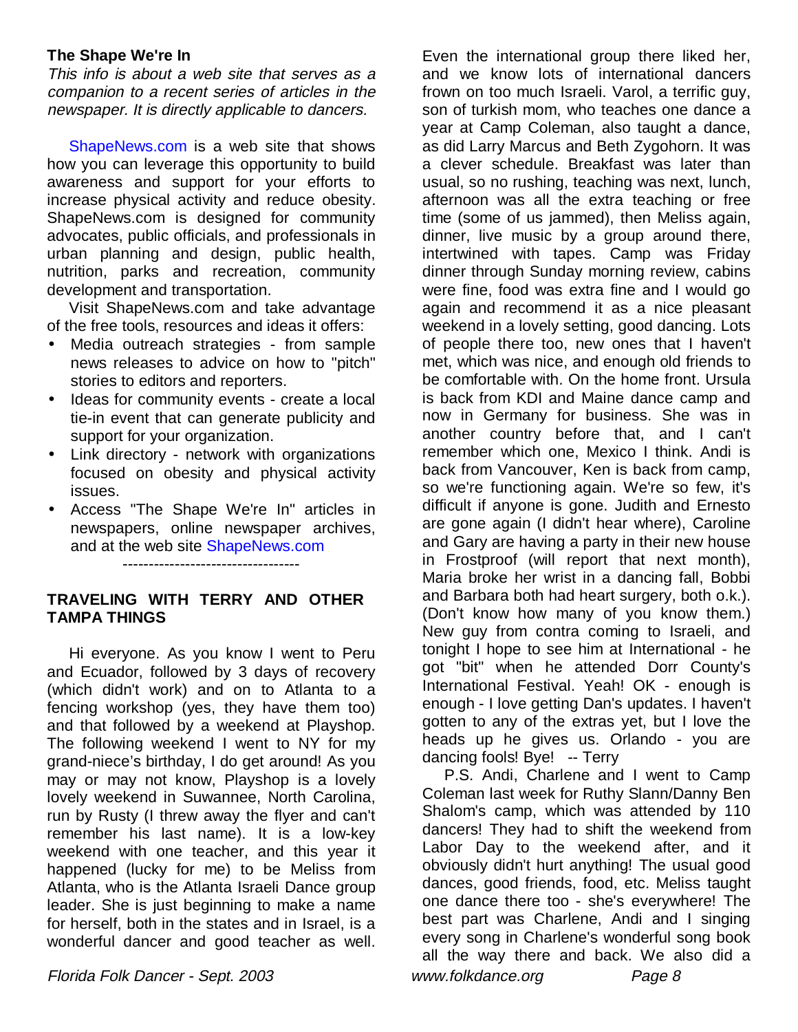### The Shape We're In

*This info is about a web site that serves as a companion to a recent series of articles in the newspaper. It is directly applicable to dancers.*

ShapeNews.com is a web site that shows how you can leverage this opportunity to build awareness and support for your efforts to increase physical activity and reduce obesity. ShapeNews.com is designed for community advocates, public officials, and professionals in urban planning and design, public health, nutrition, parks and recreation, community development and transportation.

Visit ShapeNews.com and take advantage of the free tools, resources and ideas it offers:

- Media outreach strategies - from sample news releases to advice on how to "pitch" stories to editors and reporters.
- Ideas for community events - create a local tie-in event that can generate publicity and support for your organization.
- Link directory - network with organizations focused on obesity and physical activity issues.
- Access "The Shape We're In" articles in newspapers, online newspaper archives, and at the web site ShapeNews.com

----------------------------------

### TRAVELING WITH TERRY AND OTHER TAMPA THINGS

Hi everyone. As you know I went to Peru and Ecuador, followed by 3 days of recovery (which didn't work) and on to Atlanta to a fencing workshop (yes, they have them too) and that followed by a weekend at Playshop. The following weekend I went to NY for my grand-niece's birthday, I do get around! As you may or may not know, Playshop is a lovely lovely weekend in Suwannee, North Carolina, run by Rusty (I threw away the flyer and can't remember his last name). It is a low-key weekend with one teacher, and this year it happened (lucky for me) to be Meliss from Atlanta, who is the Atlanta Israeli Dance group leader. She is just beginning to make a name for herself, both in the states and in Israel, is a wonderful dancer and good teacher as well. Even the international group there liked her, and we know lots of international dancers frown on too much Israeli. Varol, a terrific guy, son of turkish mom, who teaches one dance a year at Camp Coleman, also taught a dance, as did Larry Marcus and Beth Zygohorn. It was a clever schedule. Breakfast was later than usual, so no rushing, teaching was next, lunch, afternoon was all the extra teaching or free time (some of us jammed), then Meliss again, dinner, live music by a group around there, intertwined with tapes. Camp was Friday dinner through Sunday morning review, cabins were fine, food was extra fine and I would go again and recommend it as a nice pleasant weekend in a lovely setting, good dancing. Lots of people there too, new ones that I haven't met, which was nice, and enough old friends to be comfortable with. On the home front. Ursula is back from KDI and Maine dance camp and now in Germany for business. She was in another country before that, and I can't remember which one, Mexico I think. Andi is back from Vancouver, Ken is back from camp, so we're functioning again. We're so few, it's difficult if anyone is gone. Judith and Ernesto are gone again (I didn't hear where), Caroline and Gary are having a party in their new house in Frostproof (will report that next month), Maria broke her wrist in a dancing fall, Bobbi and Barbara both had heart surgery, both o.k.). (Don't know how many of you know them.) New guy from contra coming to Israeli, and tonight I hope to see him at International - he got "bit" when he attended Dorr County's International Festival. Yeah! OK - enough is enough - I love getting Dan's updates. I haven't gotten to any of the extras yet, but I love the heads up he gives us. Orlando - you are dancing fools! Bye! -- Terry

P.S. Andi, Charlene and I went to Camp Coleman last week for Ruthy Slann/Danny Ben Shalom's camp, which was attended by 110 dancers! They had to shift the weekend from Labor Day to the weekend after, and it obviously didn't hurt anything! The usual good dances, good friends, food, etc. Meliss taught one dance there too - she's everywhere! The best part was Charlene, Andi and I singing every song in Charlene's wonderful song book all the way there and back. We also did a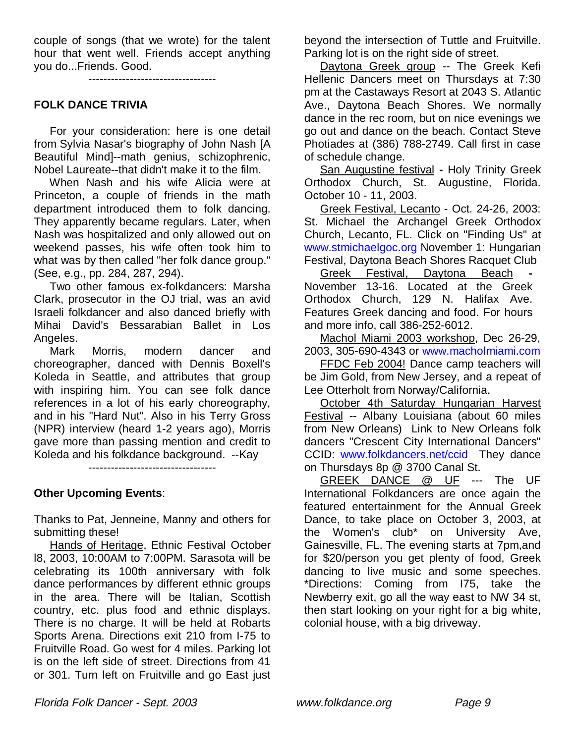couple of songs (that we wrote) for the talent hour that went well. Friends accept anything you do...Friends. Good.

---------------------------------

## FOLK DANCE TRIVIA

For your consideration: here is one detail from Sylvia Nasar's biography of John Nash [A Beautiful Mind]--math genius, schizophrenic, Nobel Laureate--that didn't make it to the film.

When Nash and his wife Alicia were at Princeton, a couple of friends in the math department introduced them to folk dancing. They apparently became regulars. Later, when Nash was hospitalized and only allowed out on weekend passes, his wife often took him to what was by then called "her folk dance group." (See, e.g., pp. 284, 287, 294).

Two other famous ex-folkdancers: Marsha Clark, prosecutor in the OJ trial, was an avid Israeli folkdancer and also danced briefly with Mihai David's Bessarabian Ballet in Los Angeles.

Mark Morris, modern dancer and choreographer, danced with Dennis Boxell's Koleda in Seattle, and attributes that group with inspiring him. You can see folk dance references in a lot of his early choreography, and in his "Hard Nut". Also in his Terry Gross (NPR) interview (heard 1-2 years ago), Morris gave more than passing mention and credit to Koleda and his folkdance background. --Kay

---------------------------------

## Other Upcoming Events:

Thanks to Pat, Jenneine, Manny and others for submitting these!

Hands of Heritage, Ethnic Festival October l8, 2003, 10:00AM to 7:00PM. Sarasota will be celebrating its 100th anniversary with folk dance performances by different ethnic groups in the area. There will be Italian, Scottish country, etc. plus food and ethnic displays. There is no charge. It will be held at Robarts Sports Arena. Directions exit 210 from I-75 to Fruitville Road. Go west for 4 miles. Parking lot is on the left side of street. Directions from 41 or 301. Turn left on Fruitville and go East just beyond the intersection of Tuttle and Fruitville. Parking lot is on the right side of street.

Daytona Greek group -- The Greek Kefi Hellenic Dancers meet on Thursdays at 7:30 pm at the Castaways Resort at 2043 S. Atlantic Ave., Daytona Beach Shores. We normally dance in the rec room, but on nice evenings we go out and dance on the beach. Contact Steve Photiades at (386) 788-2749. Call first in case of schedule change.

San Augustine festival - Holy Trinity Greek Orthodox Church, St. Augustine, Florida. October 10 - 11, 2003.

Greek Festival, Lecanto - Oct. 24-26, 2003: St. Michael the Archangel Greek Orthodox Church, Lecanto, FL. Click on "Finding Us" at www.stmichaelgoc.org November 1: Hungarian Festival, Daytona Beach Shores Racquet Club

Greek Festival, Daytona Beach - November 13-16. Located at the Greek Orthodox Church, 129 N. Halifax Ave. Features Greek dancing and food. For hours and more info, call 386-252-6012.

Machol Miami 2003 workshop, Dec 26-29, 2003, 305-690-4343 or www.macholmiami.com

FFDC Feb 2004! Dance camp teachers will be Jim Gold, from New Jersey, and a repeat of Lee Otterholt from Norway/California.

October 4th Saturday Hungarian Harvest Festival -- Albany Louisiana (about 60 miles from New Orleans) Link to New Orleans folk dancers "Crescent City International Dancers" CCID: www.folkdancers.net/ccid They dance on Thursdays 8p @ 3700 Canal St.

GREEK DANCE @ UF --- The UF International Folkdancers are once again the featured entertainment for the Annual Greek Dance, to take place on October 3, 2003, at the Women's club* on University Ave, Gainesville, FL. The evening starts at 7pm,and for $20/person you get plenty of food, Greek dancing to live music and some speeches. *Directions: Coming from I75, take the Newberry exit, go all the way east to NW 34 st, then start looking on your right for a big white, colonial house, with a big driveway.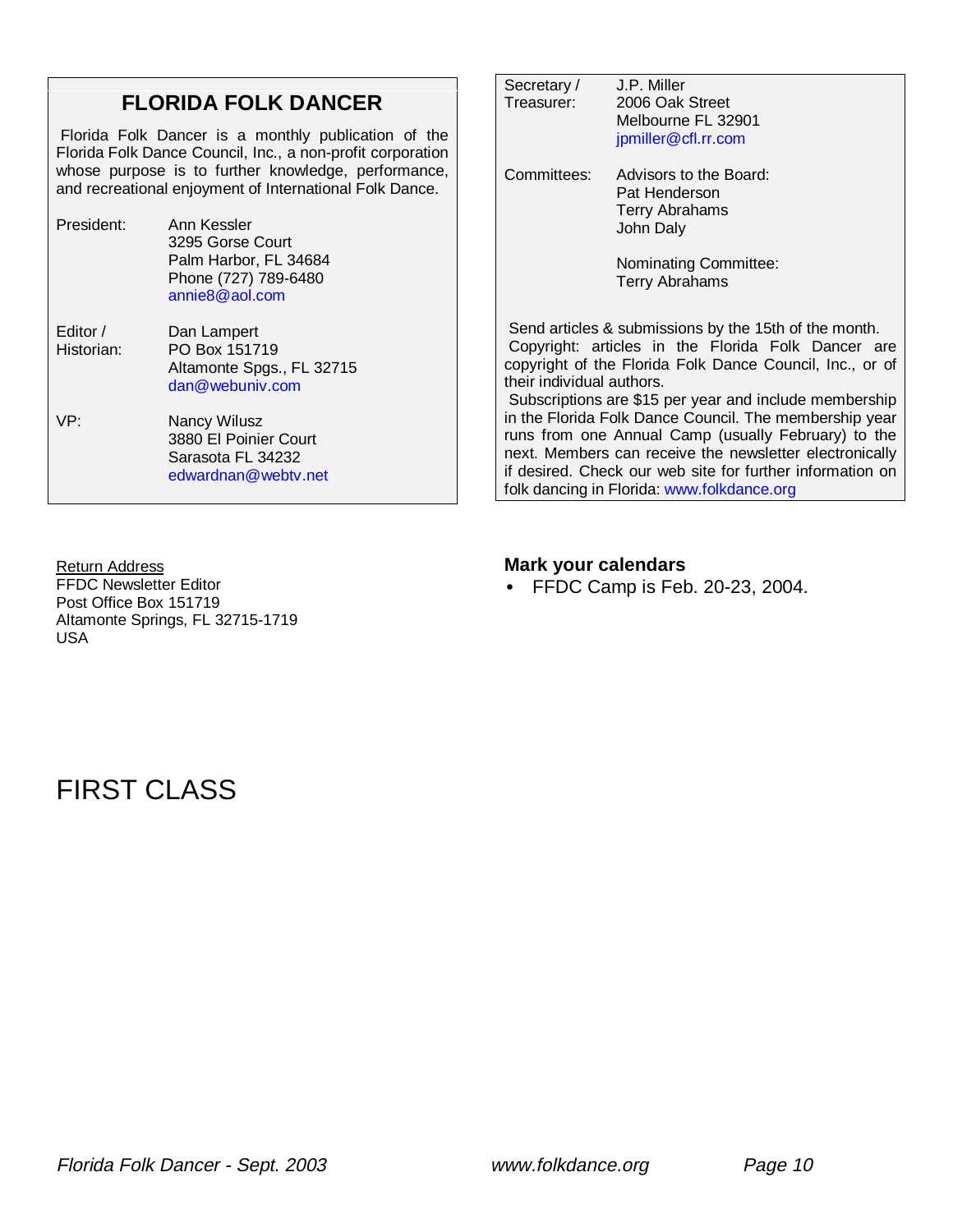## FLORIDA FOLK DANCER

Florida Folk Dancer is a monthly publication of the Florida Folk Dance Council, Inc., a non-profit corporation whose purpose is to further knowledge, performance, and recreational enjoyment of International Folk Dance.

| | |
|---|---|
| President: | Ann Kessler<br>3295 Gorse Court<br>Palm Harbor, FL 34684<br>Phone (727) 789-6480<br>annie8@aol.com |
| Editor / Historian: | Dan Lampert<br>PO Box 151719<br>Altamonte Spgs., FL 32715<br>dan@webuniv.com |
| VP: | Nancy Wilusz<br>3880 El Poinier Court<br>Sarasota FL 34232<br>edwardnan@webtv.net |
| Secretary / Treasurer: | J.P. Miller<br>2006 Oak Street<br>Melbourne FL 32901<br>jpmiller@cfl.rr.com |
| Committees: | Advisors to the Board:<br>Pat Henderson<br>Terry Abrahams<br>John Daly<br><br>Nominating Committee:<br>Terry Abrahams |

Send articles & submissions by the 15th of the month.

Copyright: articles in the Florida Folk Dancer are copyright of the Florida Folk Dance Council, Inc., or of their individual authors.

Subscriptions are $15 per year and include membership in the Florida Folk Dance Council. The membership year runs from one Annual Camp (usually February) to the next. Members can receive the newsletter electronically if desired. Check our web site for further information on folk dancing in Florida: www.folkdance.org

Return Address
FFDC Newsletter Editor
Post Office Box 151719
Altamonte Springs, FL 32715-1719
USA

**Mark your calendars**

- FFDC Camp is Feb. 20-23, 2004.

FIRST CLASS